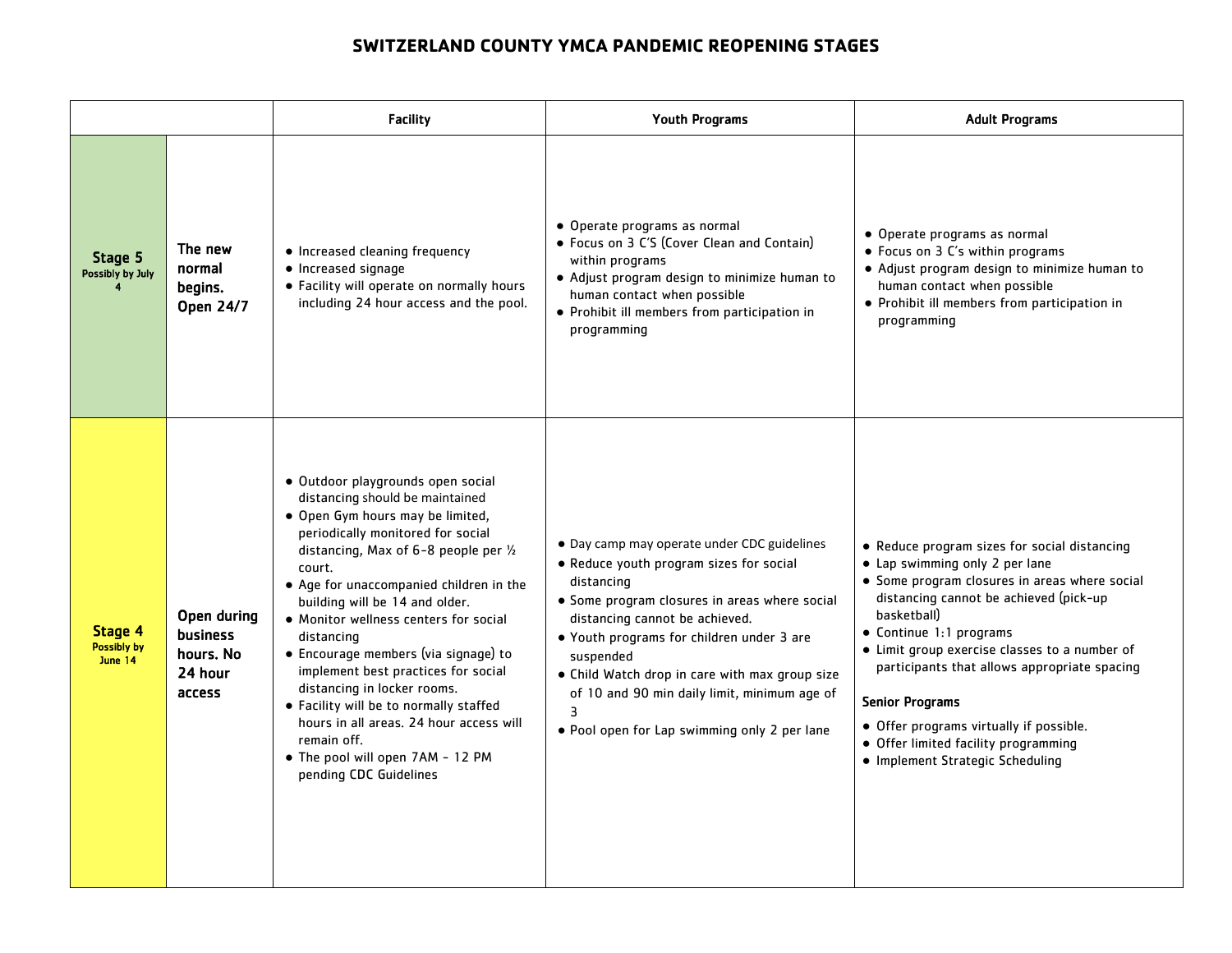# SWITZERLAND COUNTY YMCA PANDEMIC REOPENING STAGES

| | | Facility | Youth Programs | Adult Programs |
|---|---|---|---|---|
| **Stage 5** Possibly by July 4 | **The new normal begins. Open 24/7** | • Increased cleaning frequency<br>• Increased signage<br>• Facility will operate on normally hours including 24 hour access and the pool. | • Operate programs as normal<br>• Focus on 3 C'S (Cover Clean and Contain) within programs<br>• Adjust program design to minimize human to human contact when possible<br>• Prohibit ill members from participation in programming | • Operate programs as normal<br>• Focus on 3 C's within programs<br>• Adjust program design to minimize human to human contact when possible<br>• Prohibit ill members from participation in programming |
| **Stage 4** Possibly by June 14 | **Open during business hours. No 24 hour access** | • Outdoor playgrounds open social distancing should be maintained<br>• Open Gym hours may be limited, periodically monitored for social distancing, Max of 6-8 people per ½ court.<br>• Age for unaccompanied children in the building will be 14 and older.<br>• Monitor wellness centers for social distancing<br>• Encourage members (via signage) to implement best practices for social distancing in locker rooms.<br>• Facility will be to normally staffed hours in all areas. 24 hour access will remain off.<br>• The pool will open 7AM - 12 PM pending CDC Guidelines | • Day camp may operate under CDC guidelines<br>• Reduce youth program sizes for social distancing<br>• Some program closures in areas where social distancing cannot be achieved.<br>• Youth programs for children under 3 are suspended<br>• Child Watch drop in care with max group size of 10 and 90 min daily limit, minimum age of 3<br>• Pool open for Lap swimming only 2 per lane | • Reduce program sizes for social distancing<br>• Lap swimming only 2 per lane<br>• Some program closures in areas where social distancing cannot be achieved (pick-up basketball)<br>• Continue 1:1 programs<br>• Limit group exercise classes to a number of participants that allows appropriate spacing<br><br>**Senior Programs**<br>• Offer programs virtually if possible.<br>• Offer limited facility programming<br>• Implement Strategic Scheduling |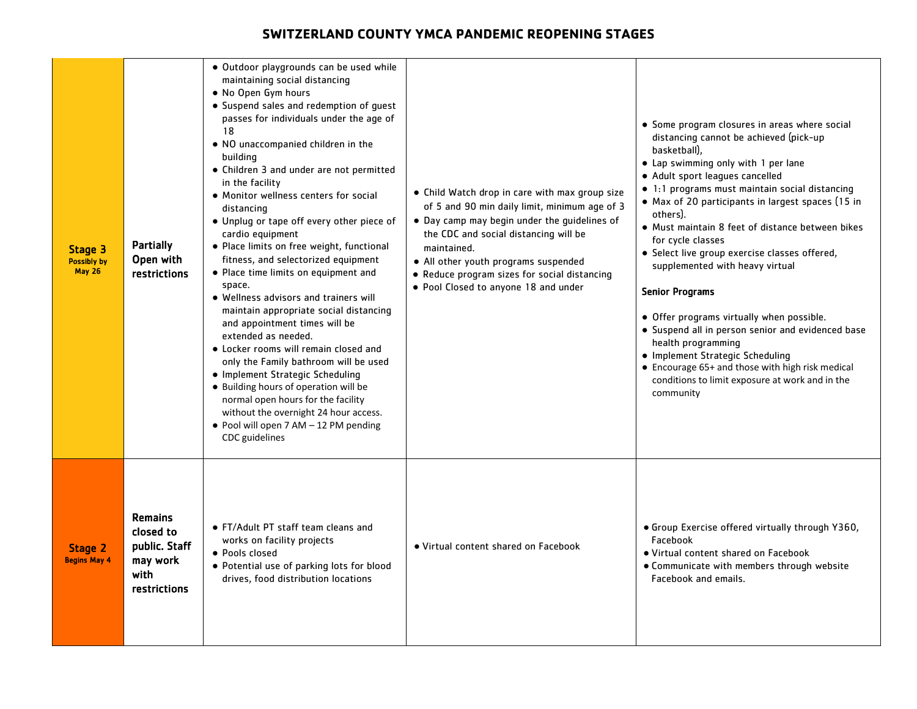# SWITZERLAND COUNTY YMCA PANDEMIC REOPENING STAGES

| | | | | |
|---|---|---|---|---|
| **Stage 3** Possibly by May 26 | **Partially Open with restrictions** | • Outdoor playgrounds can be used while maintaining social distancing<br>• No Open Gym hours<br>• Suspend sales and redemption of guest passes for individuals under the age of 18<br>• NO unaccompanied children in the building<br>• Children 3 and under are not permitted in the facility<br>• Monitor wellness centers for social distancing<br>• Unplug or tape off every other piece of cardio equipment<br>• Place limits on free weight, functional fitness, and selectorized equipment<br>• Place time limits on equipment and space.<br>• Wellness advisors and trainers will maintain appropriate social distancing and appointment times will be extended as needed.<br>• Locker rooms will remain closed and only the Family bathroom will be used<br>• Implement Strategic Scheduling<br>• Building hours of operation will be normal open hours for the facility without the overnight 24 hour access.<br>• Pool will open 7 AM – 12 PM pending CDC guidelines | • Child Watch drop in care with max group size of 5 and 90 min daily limit, minimum age of 3<br>• Day camp may begin under the guidelines of the CDC and social distancing will be maintained.<br>• All other youth programs suspended<br>• Reduce program sizes for social distancing<br>• Pool Closed to anyone 18 and under | • Some program closures in areas where social distancing cannot be achieved (pick-up basketball),<br>• Lap swimming only with 1 per lane<br>• Adult sport leagues cancelled<br>• 1:1 programs must maintain social distancing<br>• Max of 20 participants in largest spaces (15 in others).<br>• Must maintain 8 feet of distance between bikes for cycle classes<br>• Select live group exercise classes offered, supplemented with heavy virtual<br><br>**Senior Programs**<br><br>• Offer programs virtually when possible.<br>• Suspend all in person senior and evidenced base health programming<br>• Implement Strategic Scheduling<br>• Encourage 65+ and those with high risk medical conditions to limit exposure at work and in the community |
| **Stage 2** Begins May 4 | **Remains closed to public. Staff may work with restrictions** | • FT/Adult PT staff team cleans and works on facility projects<br>• Pools closed<br>• Potential use of parking lots for blood drives, food distribution locations | • Virtual content shared on Facebook | • Group Exercise offered virtually through Y360, Facebook<br>• Virtual content shared on Facebook<br>• Communicate with members through website Facebook and emails. |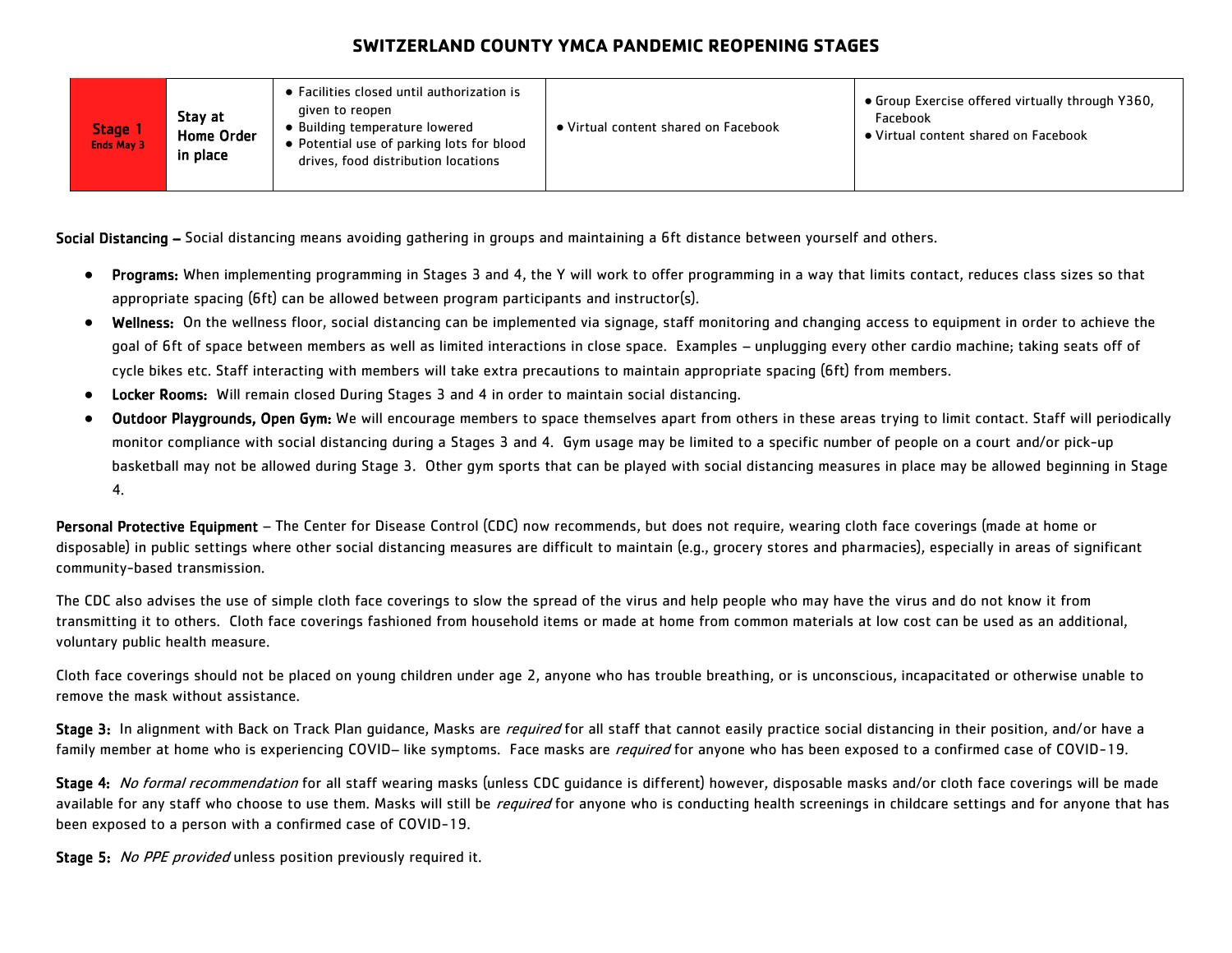## SWITZERLAND COUNTY YMCA PANDEMIC REOPENING STAGES

| | | | | |
|---|---|---|---|---|
| **Stage 1** Ends May 3 | **Stay at Home Order in place** | • Facilities closed until authorization is given to reopen<br>• Building temperature lowered<br>• Potential use of parking lots for blood drives, food distribution locations | • Virtual content shared on Facebook | • Group Exercise offered virtually through Y360, Facebook<br>• Virtual content shared on Facebook |

**Social Distancing –** Social distancing means avoiding gathering in groups and maintaining a 6ft distance between yourself and others.

- **Programs:** When implementing programming in Stages 3 and 4, the Y will work to offer programming in a way that limits contact, reduces class sizes so that appropriate spacing (6ft) can be allowed between program participants and instructor(s).
- **Wellness:** On the wellness floor, social distancing can be implemented via signage, staff monitoring and changing access to equipment in order to achieve the goal of 6ft of space between members as well as limited interactions in close space. Examples – unplugging every other cardio machine; taking seats off of cycle bikes etc. Staff interacting with members will take extra precautions to maintain appropriate spacing (6ft) from members.
- **Locker Rooms:** Will remain closed During Stages 3 and 4 in order to maintain social distancing.
- **Outdoor Playgrounds, Open Gym:** We will encourage members to space themselves apart from others in these areas trying to limit contact. Staff will periodically monitor compliance with social distancing during a Stages 3 and 4. Gym usage may be limited to a specific number of people on a court and/or pick-up basketball may not be allowed during Stage 3. Other gym sports that can be played with social distancing measures in place may be allowed beginning in Stage 4.

**Personal Protective Equipment** – The Center for Disease Control (CDC) now recommends, but does not require, wearing cloth face coverings (made at home or disposable) in public settings where other social distancing measures are difficult to maintain (e.g., grocery stores and pharmacies), especially in areas of significant community-based transmission.

The CDC also advises the use of simple cloth face coverings to slow the spread of the virus and help people who may have the virus and do not know it from transmitting it to others. Cloth face coverings fashioned from household items or made at home from common materials at low cost can be used as an additional, voluntary public health measure.

Cloth face coverings should not be placed on young children under age 2, anyone who has trouble breathing, or is unconscious, incapacitated or otherwise unable to remove the mask without assistance.

**Stage 3:** In alignment with Back on Track Plan guidance, Masks are *required* for all staff that cannot easily practice social distancing in their position, and/or have a family member at home who is experiencing COVID– like symptoms. Face masks are *required* for anyone who has been exposed to a confirmed case of COVID-19.

**Stage 4:** *No formal recommendation* for all staff wearing masks (unless CDC guidance is different) however, disposable masks and/or cloth face coverings will be made available for any staff who choose to use them. Masks will still be *required* for anyone who is conducting health screenings in childcare settings and for anyone that has been exposed to a person with a confirmed case of COVID-19.

**Stage 5:** *No PPE provided* unless position previously required it.